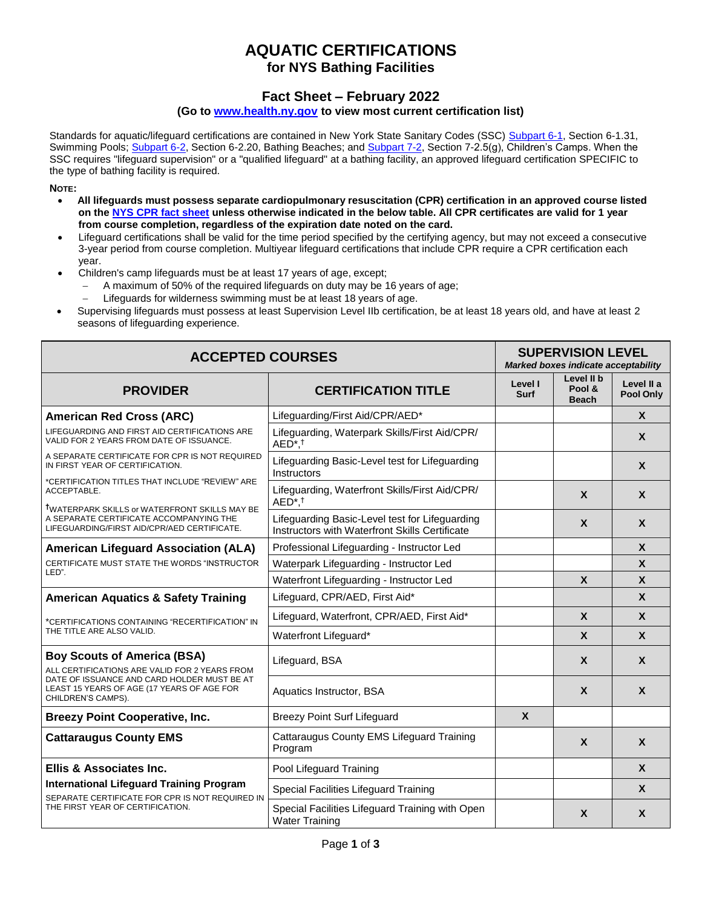# AQUATIC CERTIFICATIONS
## for NYS Bathing Facilities

### Fact Sheet – February 2022
**(Go to www.health.ny.gov to view most current certification list)**

Standards for aquatic/lifeguard certifications are contained in New York State Sanitary Codes (SSC) Subpart 6-1, Section 6-1.31, Swimming Pools; Subpart 6-2, Section 6-2.20, Bathing Beaches; and Subpart 7-2, Section 7-2.5(g), Children's Camps. When the SSC requires "lifeguard supervision" or a "qualified lifeguard" at a bathing facility, an approved lifeguard certification SPECIFIC to the type of bathing facility is required.

**NOTE:**

- **All lifeguards must possess separate cardiopulmonary resuscitation (CPR) certification in an approved course listed on the NYS CPR fact sheet unless otherwise indicated in the below table. All CPR certificates are valid for 1 year from course completion, regardless of the expiration date noted on the card.**
- Lifeguard certifications shall be valid for the time period specified by the certifying agency, but may not exceed a consecutive 3-year period from course completion. Multiyear lifeguard certifications that include CPR require a CPR certification each year.
- Children's camp lifeguards must be at least 17 years of age, except;
  - A maximum of 50% of the required lifeguards on duty may be 16 years of age;
  - Lifeguards for wilderness swimming must be at least 18 years of age.
- Supervising lifeguards must possess at least Supervision Level IIb certification, be at least 18 years old, and have at least 2 seasons of lifeguarding experience.

| ACCEPTED COURSES | | SUPERVISION LEVEL *Marked boxes indicate acceptability* | | |
|---|---|---|---|---|
| **PROVIDER** | **CERTIFICATION TITLE** | **Level I Surf** | **Level II b Pool & Beach** | **Level II a Pool Only** |
| **American Red Cross (ARC)** | Lifeguarding/First Aid/CPR/AED* | | | X |
| LIFEGUARDING AND FIRST AID CERTIFICATIONS ARE VALID FOR 2 YEARS FROM DATE OF ISSUANCE. | Lifeguarding, Waterpark Skills/First Aid/CPR/AED*,† | | | X |
| A SEPARATE CERTIFICATE FOR CPR IS NOT REQUIRED IN FIRST YEAR OF CERTIFICATION. *CERTIFICATION TITLES THAT INCLUDE "REVIEW" ARE ACCEPTABLE. | Lifeguarding Basic-Level test for Lifeguarding Instructors | | | X |
| †WATERPARK SKILLS or WATERFRONT SKILLS MAY BE A SEPARATE CERTIFICATE ACCOMPANYING THE LIFEGUARDING/FIRST AID/CPR/AED CERTIFICATE. | Lifeguarding, Waterfront Skills/First Aid/CPR/AED*,† | | X | X |
| | Lifeguarding Basic-Level test for Lifeguarding Instructors with Waterfront Skills Certificate | | X | X |
| **American Lifeguard Association (ALA)** | Professional Lifeguarding - Instructor Led | | | X |
| CERTIFICATE MUST STATE THE WORDS "INSTRUCTOR LED". | Waterpark Lifeguarding - Instructor Led | | | X |
| | Waterfront Lifeguarding - Instructor Led | | X | X |
| **American Aquatics & Safety Training** | Lifeguard, CPR/AED, First Aid* | | | X |
| *CERTIFICATIONS CONTAINING "RECERTIFICATION" IN THE TITLE ARE ALSO VALID. | Lifeguard, Waterfront, CPR/AED, First Aid* | | X | X |
| | Waterfront Lifeguard* | | X | X |
| **Boy Scouts of America (BSA)** ALL CERTIFICATIONS ARE VALID FOR 2 YEARS FROM DATE OF ISSUANCE AND CARD HOLDER MUST BE AT LEAST 15 YEARS OF AGE (17 YEARS OF AGE FOR CHILDREN'S CAMPS). | Lifeguard, BSA | | X | X |
| | Aquatics Instructor, BSA | | X | X |
| **Breezy Point Cooperative, Inc.** | Breezy Point Surf Lifeguard | X | | |
| **Cattaraugus County EMS** | Cattaraugus County EMS Lifeguard Training Program | | X | X |
| **Ellis & Associates Inc.** | Pool Lifeguard Training | | | X |
| **International Lifeguard Training Program** SEPARATE CERTIFICATE FOR CPR IS NOT REQUIRED IN THE FIRST YEAR OF CERTIFICATION. | Special Facilities Lifeguard Training | | | X |
| | Special Facilities Lifeguard Training with Open Water Training | | X | X |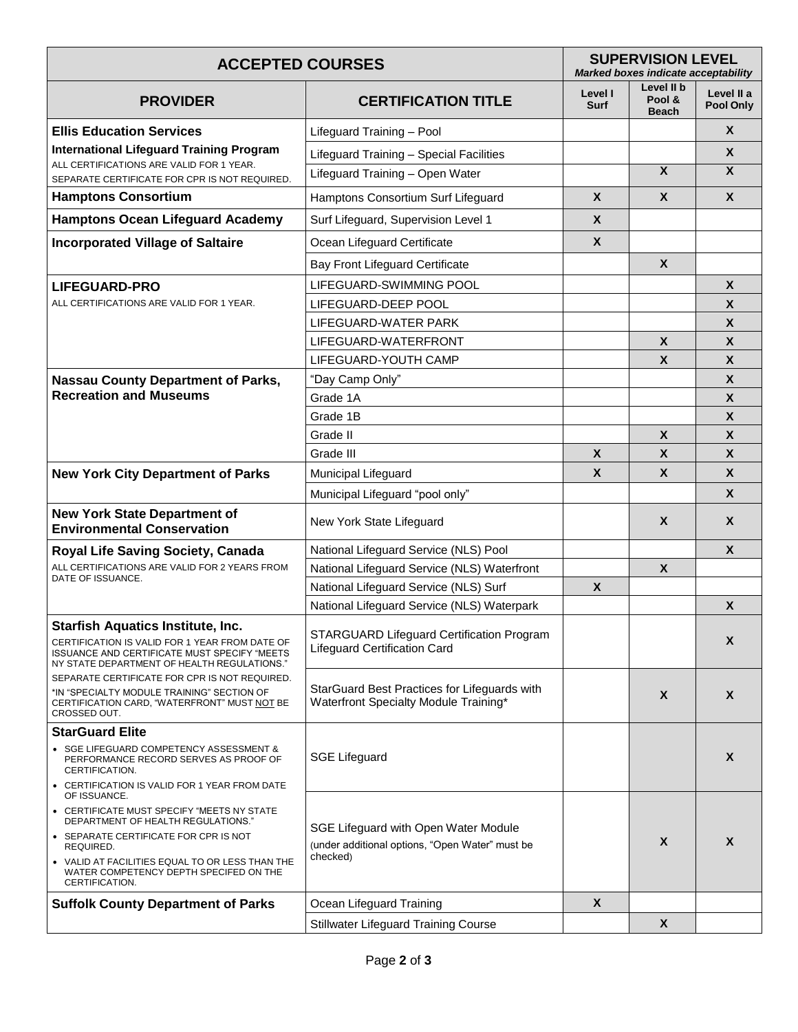| ACCEPTED COURSES | | SUPERVISION LEVEL *Marked boxes indicate acceptability* | | |
|---|---|---|---|---|
| **PROVIDER** | **CERTIFICATION TITLE** | **Level I Surf** | **Level II b Pool & Beach** | **Level II a Pool Only** |
| **Ellis Education Services** **International Lifeguard Training Program** ALL CERTIFICATIONS ARE VALID FOR 1 YEAR. SEPARATE CERTIFICATE FOR CPR IS NOT REQUIRED. | Lifeguard Training – Pool | | | X |
| | Lifeguard Training – Special Facilities | | | X |
| | Lifeguard Training – Open Water | | X | X |
| **Hamptons Consortium** | Hamptons Consortium Surf Lifeguard | X | X | X |
| **Hamptons Ocean Lifeguard Academy** | Surf Lifeguard, Supervision Level 1 | X | | |
| **Incorporated Village of Saltaire** | Ocean Lifeguard Certificate | X | | |
| | Bay Front Lifeguard Certificate | | X | |
| **LIFEGUARD-PRO** ALL CERTIFICATIONS ARE VALID FOR 1 YEAR. | LIFEGUARD-SWIMMING POOL | | | X |
| | LIFEGUARD-DEEP POOL | | | X |
| | LIFEGUARD-WATER PARK | | | X |
| | LIFEGUARD-WATERFRONT | | X | X |
| | LIFEGUARD-YOUTH CAMP | | X | X |
| **Nassau County Department of Parks, Recreation and Museums** | "Day Camp Only" | | | X |
| | Grade 1A | | | X |
| | Grade 1B | | | X |
| | Grade II | | X | X |
| | Grade III | X | X | X |
| **New York City Department of Parks** | Municipal Lifeguard | X | X | X |
| | Municipal Lifeguard "pool only" | | | X |
| **New York State Department of Environmental Conservation** | New York State Lifeguard | | X | X |
| **Royal Life Saving Society, Canada** ALL CERTIFICATIONS ARE VALID FOR 2 YEARS FROM DATE OF ISSUANCE. | National Lifeguard Service (NLS) Pool | | | X |
| | National Lifeguard Service (NLS) Waterfront | | X | |
| | National Lifeguard Service (NLS) Surf | X | | |
| | National Lifeguard Service (NLS) Waterpark | | | X |
| **Starfish Aquatics Institute, Inc.** CERTIFICATION IS VALID FOR 1 YEAR FROM DATE OF ISSUANCE AND CERTIFICATE MUST SPECIFY "MEETS NY STATE DEPARTMENT OF HEALTH REGULATIONS." SEPARATE CERTIFICATE FOR CPR IS NOT REQUIRED. *IN "SPECIALTY MODULE TRAINING" SECTION OF CERTIFICATION CARD, "WATERFRONT" MUST NOT BE CROSSED OUT. | STARGUARD Lifeguard Certification Program Lifeguard Certification Card | | | X |
| | StarGuard Best Practices for Lifeguards with Waterfront Specialty Module Training* | | X | X |
| **StarGuard Elite** • SGE LIFEGUARD COMPETENCY ASSESSMENT & PERFORMANCE RECORD SERVES AS PROOF OF CERTIFICATION. • CERTIFICATION IS VALID FOR 1 YEAR FROM DATE OF ISSUANCE. • CERTIFICATE MUST SPECIFY "MEETS NY STATE DEPARTMENT OF HEALTH REGULATIONS." • SEPARATE CERTIFICATE FOR CPR IS NOT REQUIRED. • VALID AT FACILITIES EQUAL TO OR LESS THAN THE WATER COMPETENCY DEPTH SPECIFED ON THE CERTIFICATION. | SGE Lifeguard | | | X |
| | SGE Lifeguard with Open Water Module (under additional options, "Open Water" must be checked) | | X | X |
| **Suffolk County Department of Parks** | Ocean Lifeguard Training | X | | |
| | Stillwater Lifeguard Training Course | | X | |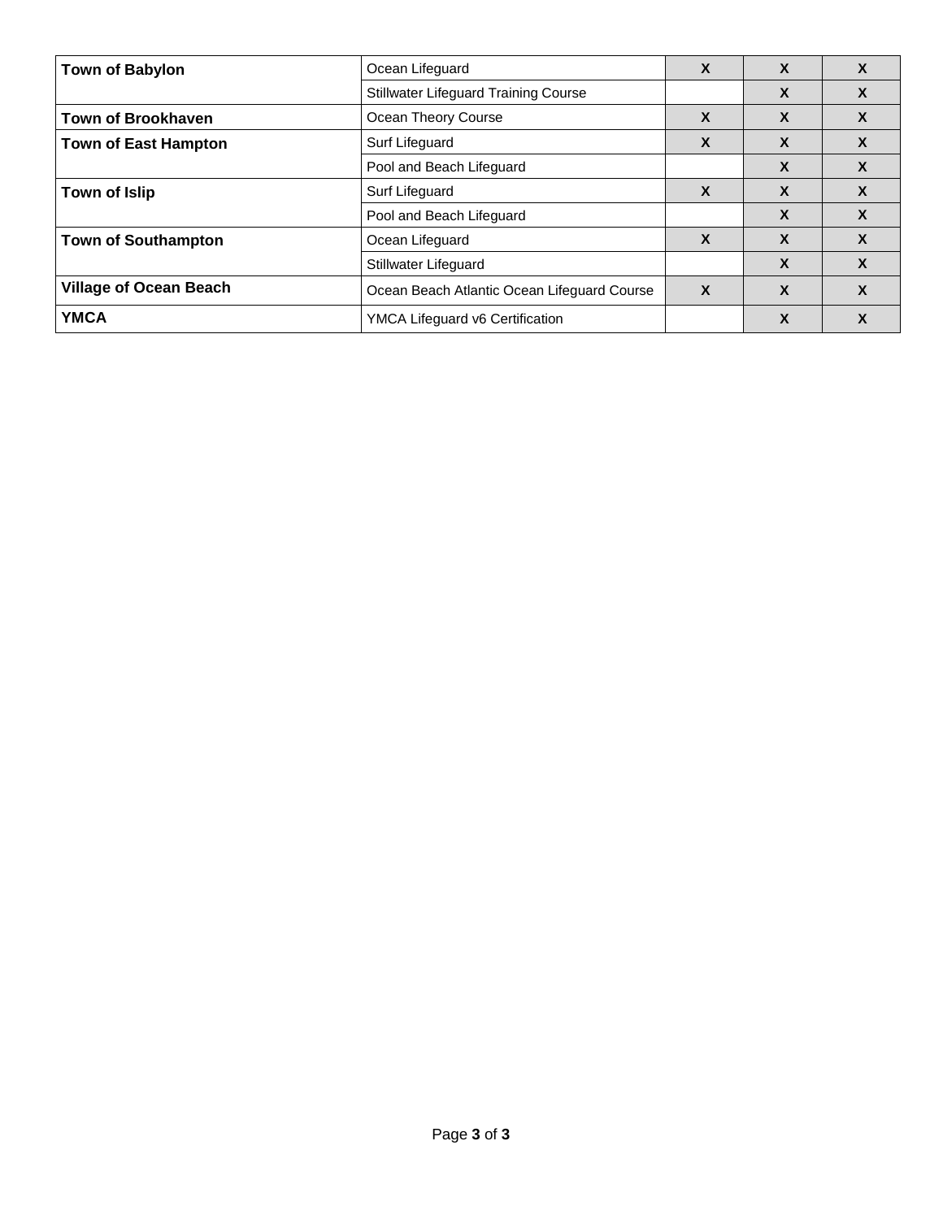| | | | | |
|---|---|---|---|---|
| **Town of Babylon** | Ocean Lifeguard | **X** | **X** | **X** |
| | Stillwater Lifeguard Training Course | | **X** | **X** |
| **Town of Brookhaven** | Ocean Theory Course | **X** | **X** | **X** |
| **Town of East Hampton** | Surf Lifeguard | **X** | **X** | **X** |
| | Pool and Beach Lifeguard | | **X** | **X** |
| **Town of Islip** | Surf Lifeguard | **X** | **X** | **X** |
| | Pool and Beach Lifeguard | | **X** | **X** |
| **Town of Southampton** | Ocean Lifeguard | **X** | **X** | **X** |
| | Stillwater Lifeguard | | **X** | **X** |
| **Village of Ocean Beach** | Ocean Beach Atlantic Ocean Lifeguard Course | **X** | **X** | **X** |
| **YMCA** | YMCA Lifeguard v6 Certification | | **X** | **X** |